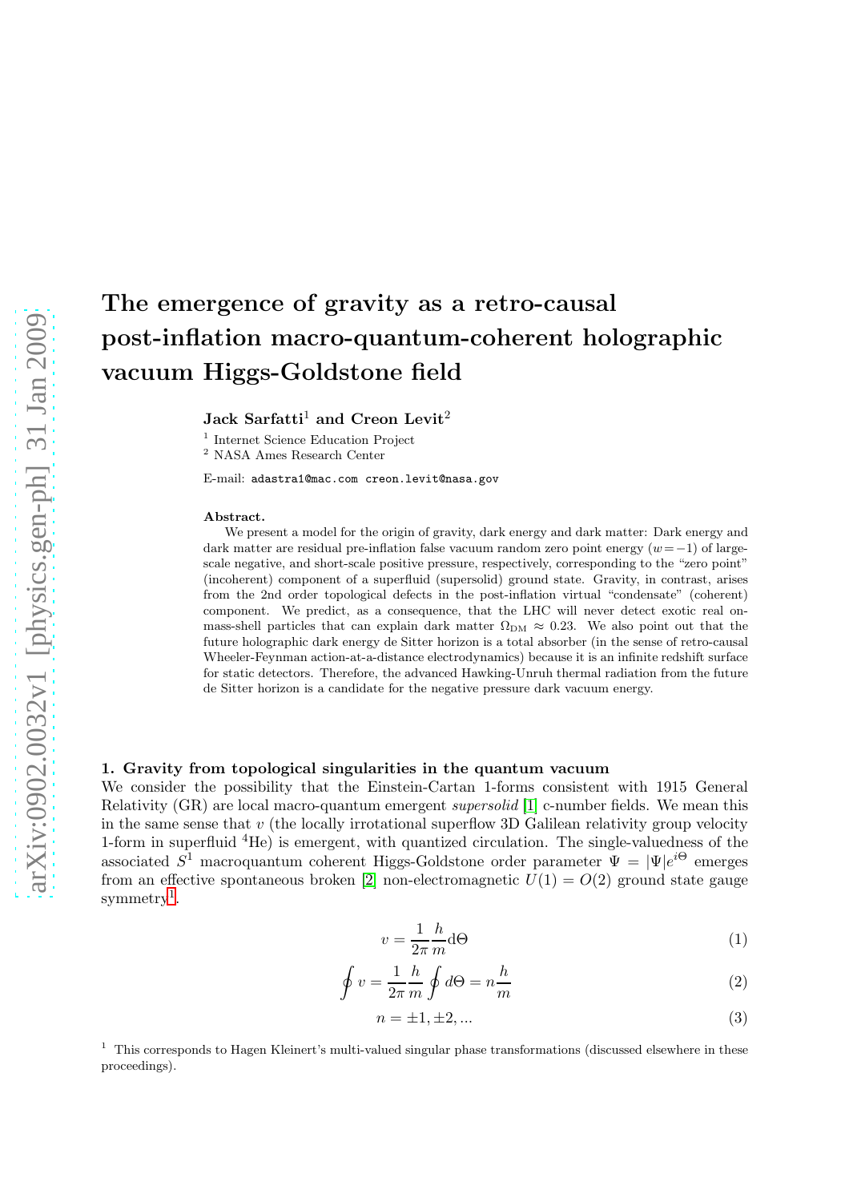# The emergence of gravity as a retro-causal post-inflation macro-quantum-coherent holographic vacuum Higgs-Goldstone field

**Jack Sarfatti**[1] **and Creon Levit**[2]

[1] Internet Science Education Project

[2] NASA Ames Research Center

E-mail: adastra1@mac.com creon.levit@nasa.gov

**Abstract.** We present a model for the origin of gravity, dark energy and dark matter: Dark energy and dark matter are residual pre-inflation false vacuum random zero point energy ($w = -1$) of large-scale negative, and short-scale positive pressure, respectively, corresponding to the "zero point" (incoherent) component of a superfluid (supersolid) ground state. Gravity, in contrast, arises from the 2nd order topological defects in the post-inflation virtual "condensate" (coherent) component. We predict, as a consequence, that the LHC will never detect exotic real on-mass-shell particles that can explain dark matter $\Omega_{\rm DM} \approx 0.23$. We also point out that the future holographic dark energy de Sitter horizon is a total absorber (in the sense of retro-causal Wheeler-Feynman action-at-a-distance electrodynamics) because it is an infinite redshift surface for static detectors. Therefore, the advanced Hawking-Unruh thermal radiation from the future de Sitter horizon is a candidate for the negative pressure dark vacuum energy.

## 1. Gravity from topological singularities in the quantum vacuum

We consider the possibility that the Einstein-Cartan 1-forms consistent with 1915 General Relativity (GR) are local macro-quantum emergent *supersolid* [1] c-number fields. We mean this in the same sense that $v$ (the locally irrotational superflow 3D Galilean relativity group velocity 1-form in superfluid $^4$He) is emergent, with quantized circulation. The single-valuedness of the associated $S^1$ macroquantum coherent Higgs-Goldstone order parameter $\Psi = |\Psi|e^{i\Theta}$ emerges from an effective spontaneous broken [2] non-electromagnetic $U(1) = O(2)$ ground state gauge symmetry[1].

$$v = \frac{1}{2\pi}\frac{h}{m}\mathrm{d}\Theta \tag{1}$$

$$\oint v = \frac{1}{2\pi}\frac{h}{m}\oint d\Theta = n\frac{h}{m} \tag{2}$$

$$n = \pm 1, \pm 2, ... \tag{3}$$

[1] This corresponds to Hagen Kleinert's multi-valued singular phase transformations (discussed elsewhere in these proceedings).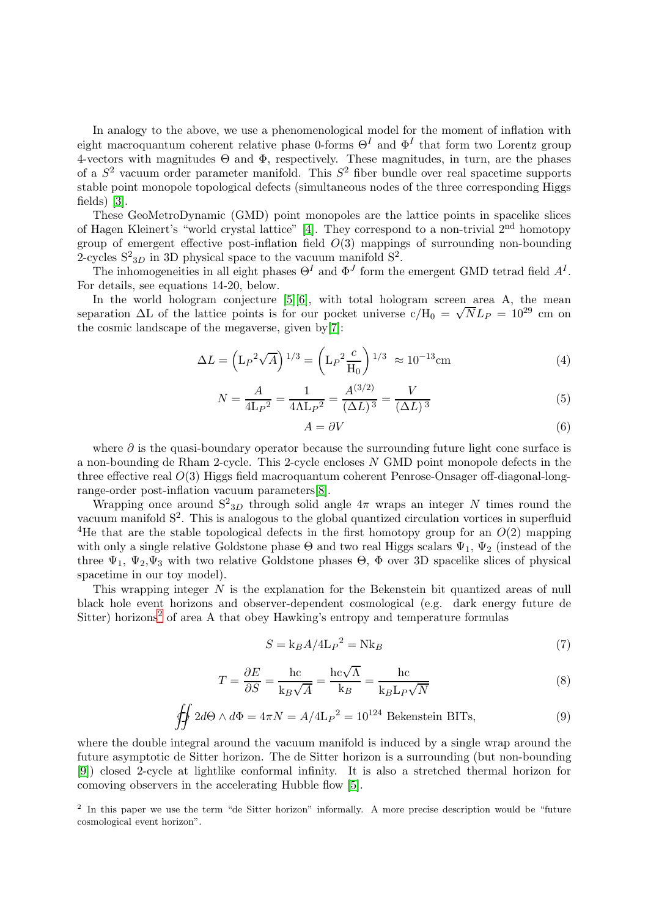In analogy to the above, we use a phenomenological model for the moment of inflation with eight macroquantum coherent relative phase 0-forms $\Theta^I$ and $\Phi^I$ that form two Lorentz group 4-vectors with magnitudes $\Theta$ and $\Phi$, respectively. These magnitudes, in turn, are the phases of a $S^2$ vacuum order parameter manifold. This $S^2$ fiber bundle over real spacetime supports stable point monopole topological defects (simultaneous nodes of the three corresponding Higgs fields) [3].

These GeoMetroDynamic (GMD) point monopoles are the lattice points in spacelike slices of Hagen Kleinert's "world crystal lattice" [4]. They correspond to a non-trivial $2^{\text{nd}}$ homotopy group of emergent effective post-inflation field $O(3)$ mappings of surrounding non-bounding 2-cycles $\mathrm{S}^2{}_{3D}$ in 3D physical space to the vacuum manifold $\mathrm{S}^2$.

The inhomogeneities in all eight phases $\Theta^I$ and $\Phi^J$ form the emergent GMD tetrad field $A^I$. For details, see equations 14-20, below.

In the world hologram conjecture [5][6], with total hologram screen area A, the mean separation $\Delta$L of the lattice points is for our pocket universe $c/\mathrm{H}_0 = \sqrt{N}L_P = 10^{29}$ cm on the cosmic landscape of the megaverse, given by[7]:

$$\Delta L = \left(\mathrm{L}_P{}^2\sqrt{A}\right)^{1/3} = \left(\mathrm{L}_P{}^2\frac{c}{\mathrm{H}_0}\right)^{1/3} \approx 10^{-13}\mathrm{cm} \tag{4}$$

$$N = \frac{A}{4\mathrm{L}_P{}^2} = \frac{1}{4\Lambda\mathrm{L}_P{}^2} = \frac{A^{(3/2)}}{(\Delta L)^3} = \frac{V}{(\Delta L)^3} \tag{5}$$

$$A = \partial V \tag{6}$$

where $\partial$ is the quasi-boundary operator because the surrounding future light cone surface is a non-bounding de Rham 2-cycle. This 2-cycle encloses $N$ GMD point monopole defects in the three effective real $O(3)$ Higgs field macroquantum coherent Penrose-Onsager off-diagonal-long-range-order post-inflation vacuum parameters[8].

Wrapping once around $\mathrm{S}^2{}_{3D}$ through solid angle $4\pi$ wraps an integer $N$ times round the vacuum manifold $\mathrm{S}^2$. This is analogous to the global quantized circulation vortices in superfluid $^4$He that are the stable topological defects in the first homotopy group for an $O(2)$ mapping with only a single relative Goldstone phase $\Theta$ and two real Higgs scalars $\Psi_1$, $\Psi_2$ (instead of the three $\Psi_1$, $\Psi_2$, $\Psi_3$ with two relative Goldstone phases $\Theta$, $\Phi$ over 3D spacelike slices of physical spacetime in our toy model).

This wrapping integer $N$ is the explanation for the Bekenstein bit quantized areas of null black hole event horizons and observer-dependent cosmological (e.g. dark energy future de Sitter) horizons[2] of area A that obey Hawking's entropy and temperature formulas

$$S = \mathrm{k}_B A/4\mathrm{L}_P{}^2 = \mathrm{N}\mathrm{k}_B \tag{7}$$

$$T = \frac{\partial E}{\partial S} = \frac{\mathrm{hc}}{\mathrm{k}_B\sqrt{A}} = \frac{\mathrm{hc}\sqrt{\Lambda}}{\mathrm{k}_B} = \frac{\mathrm{hc}}{\mathrm{k}_B\mathrm{L}_P\sqrt{N}} \tag{8}$$

$$\oiint 2d\Theta \wedge d\Phi = 4\pi N = A/4\mathrm{L}_P{}^2 = 10^{124} \text{ Bekenstein BITs,} \tag{9}$$

where the double integral around the vacuum manifold is induced by a single wrap around the future asymptotic de Sitter horizon. The de Sitter horizon is a surrounding (but non-bounding [9]) closed 2-cycle at lightlike conformal infinity. It is also a stretched thermal horizon for comoving observers in the accelerating Hubble flow [5].

[2] In this paper we use the term "de Sitter horizon" informally. A more precise description would be "future cosmological event horizon".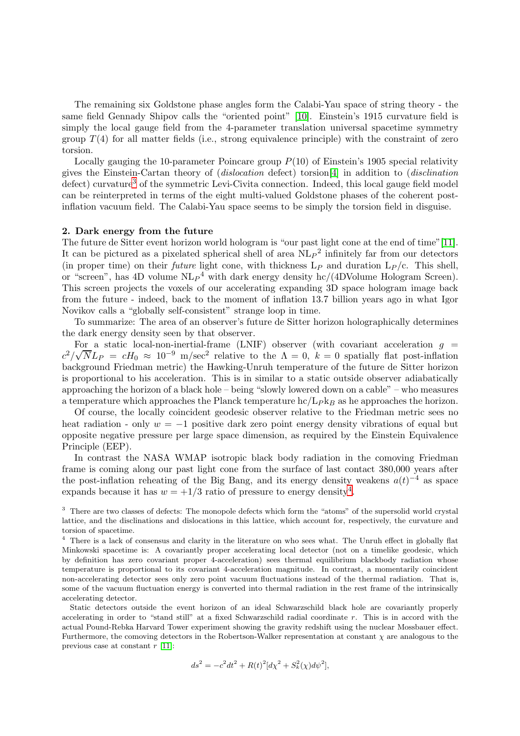The remaining six Goldstone phase angles form the Calabi-Yau space of string theory - the same field Gennady Shipov calls the "oriented point" [10]. Einstein's 1915 curvature field is simply the local gauge field from the 4-parameter translation universal spacetime symmetry group $T(4)$ for all matter fields (i.e., strong equivalence principle) with the constraint of zero torsion.

Locally gauging the 10-parameter Poincare group $P(10)$ of Einstein's 1905 special relativity gives the Einstein-Cartan theory of (*dislocation* defect) torsion[4] in addition to (*disclination* defect) curvature[3] of the symmetric Levi-Civita connection. Indeed, this local gauge field model can be reinterpreted in terms of the eight multi-valued Goldstone phases of the coherent post-inflation vacuum field. The Calabi-Yau space seems to be simply the torsion field in disguise.

### 2. Dark energy from the future

The future de Sitter event horizon world hologram is "our past light cone at the end of time"[11]. It can be pictured as a pixelated spherical shell of area $NL_P{}^2$ infinitely far from our detectors (in proper time) on their *future* light cone, with thickness $L_P$ and duration $L_P/c$. This shell, or "screen", has 4D volume $NL_P{}^4$ with dark energy density $hc/(4\text{DVolume Hologram Screen})$. This screen projects the voxels of our accelerating expanding 3D space hologram image back from the future - indeed, back to the moment of inflation 13.7 billion years ago in what Igor Novikov calls a "globally self-consistent" strange loop in time.

To summarize: The area of an observer's future de Sitter horizon holographically determines the dark energy density seen by that observer.

For a static local-non-inertial-frame (LNIF) observer (with covariant acceleration $g = c^2/\sqrt{N}L_P = cH_0 \approx 10^{-9}$ m/sec$^2$ relative to the $\Lambda = 0$, $k = 0$ spatially flat post-inflation background Friedman metric) the Hawking-Unruh temperature of the future de Sitter horizon is proportional to his acceleration. This is in similar to a static outside observer adiabatically approaching the horizon of a black hole – being "slowly lowered down on a cable" – who measures a temperature which approaches the Planck temperature $hc/L_P k_B$ as he approaches the horizon.

Of course, the locally coincident geodesic observer relative to the Friedman metric sees no heat radiation - only $w = -1$ positive dark zero point energy density vibrations of equal but opposite negative pressure per large space dimension, as required by the Einstein Equivalence Principle (EEP).

In contrast the NASA WMAP isotropic black body radiation in the comoving Friedman frame is coming along our past light cone from the surface of last contact 380,000 years after the post-inflation reheating of the Big Bang, and its energy density weakens $a(t)^{-4}$ as space expands because it has $w = +1/3$ ratio of pressure to energy density[4].

[3] There are two classes of defects: The monopole defects which form the "atoms" of the supersolid world crystal lattice, and the disclinations and dislocations in this lattice, which account for, respectively, the curvature and torsion of spacetime.

[4] There is a lack of consensus and clarity in the literature on who sees what. The Unruh effect in globally flat Minkowski spacetime is: A covariantly proper accelerating local detector (not on a timelike geodesic, which by definition has zero covariant proper 4-acceleration) sees thermal equilibrium blackbody radiation whose temperature is proportional to its covariant 4-acceleration magnitude. In contrast, a momentarily coincident non-accelerating detector sees only zero point vacuum fluctuations instead of the thermal radiation. That is, some of the vacuum fluctuation energy is converted into thermal radiation in the rest frame of the intrinsically accelerating detector.

Static detectors outside the event horizon of an ideal Schwarzschild black hole are covariantly properly accelerating in order to "stand still" at a fixed Schwarzschild radial coordinate $r$. This is in accord with the actual Pound-Rebka Harvard Tower experiment showing the gravity redshift using the nuclear Mossbauer effect. Furthermore, the comoving detectors in the Robertson-Walker representation at constant $\chi$ are analogous to the previous case at constant $r$ [11]:

$$ds^2 = -c^2dt^2 + R(t)^2[d\chi^2 + S_k^2(\chi)d\psi^2],$$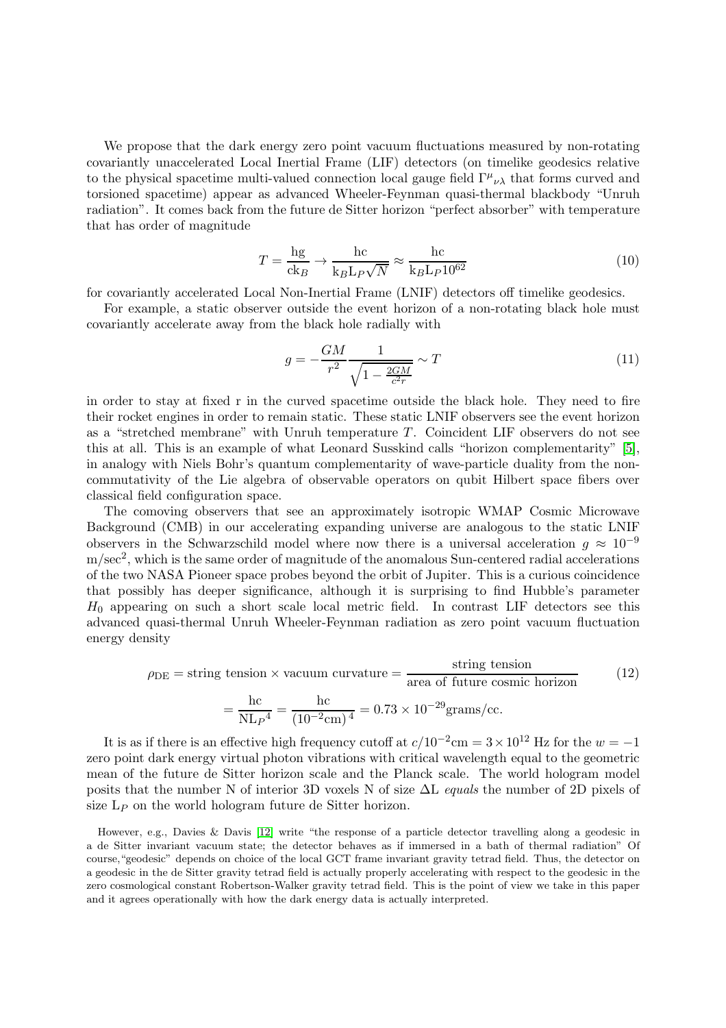We propose that the dark energy zero point vacuum fluctuations measured by non-rotating covariantly unaccelerated Local Inertial Frame (LIF) detectors (on timelike geodesics relative to the physical spacetime multi-valued connection local gauge field $\Gamma^{\mu}{}_{\nu\lambda}$ that forms curved and torsioned spacetime) appear as advanced Wheeler-Feynman quasi-thermal blackbody "Unruh radiation". It comes back from the future de Sitter horizon "perfect absorber" with temperature that has order of magnitude

$$T = \frac{\text{hg}}{\text{ck}_B} \to \frac{\text{hc}}{\text{k}_B \text{L}_P \sqrt{N}} \approx \frac{\text{hc}}{\text{k}_B \text{L}_P 10^{62}} \tag{10}$$

for covariantly accelerated Local Non-Inertial Frame (LNIF) detectors off timelike geodesics.

For example, a static observer outside the event horizon of a non-rotating black hole must covariantly accelerate away from the black hole radially with

$$g = -\frac{GM}{r^2} \frac{1}{\sqrt{1 - \frac{2GM}{c^2 r}}} \sim T \tag{11}$$

in order to stay at fixed r in the curved spacetime outside the black hole. They need to fire their rocket engines in order to remain static. These static LNIF observers see the event horizon as a "stretched membrane" with Unruh temperature $T$. Coincident LIF observers do not see this at all. This is an example of what Leonard Susskind calls "horizon complementarity" [5], in analogy with Niels Bohr's quantum complementarity of wave-particle duality from the non-commutativity of the Lie algebra of observable operators on qubit Hilbert space fibers over classical field configuration space.

The comoving observers that see an approximately isotropic WMAP Cosmic Microwave Background (CMB) in our accelerating expanding universe are analogous to the static LNIF observers in the Schwarzschild model where now there is a universal acceleration $g \approx 10^{-9}$ m/sec$^2$, which is the same order of magnitude of the anomalous Sun-centered radial accelerations of the two NASA Pioneer space probes beyond the orbit of Jupiter. This is a curious coincidence that possibly has deeper significance, although it is surprising to find Hubble's parameter $H_0$ appearing on such a short scale local metric field. In contrast LIF detectors see this advanced quasi-thermal Unruh Wheeler-Feynman radiation as zero point vacuum fluctuation energy density

$$\rho_{\text{DE}} = \text{string tension} \times \text{vacuum curvature} = \frac{\text{string tension}}{\text{area of future cosmic horizon}} \tag{12}$$

$$= \frac{\text{hc}}{\text{NL}_P{}^4} = \frac{\text{hc}}{(10^{-2}\text{cm})^4} = 0.73 \times 10^{-29} \text{grams/cc.}$$

It is as if there is an effective high frequency cutoff at $c/10^{-2}$cm $= 3 \times 10^{12}$ Hz for the $w = -1$ zero point dark energy virtual photon vibrations with critical wavelength equal to the geometric mean of the future de Sitter horizon scale and the Planck scale. The world hologram model posits that the number N of interior 3D voxels N of size $\Delta$L *equals* the number of 2D pixels of size $\text{L}_P$ on the world hologram future de Sitter horizon.

However, e.g., Davies & Davis [12] write "the response of a particle detector travelling along a geodesic in a de Sitter invariant vacuum state; the detector behaves as if immersed in a bath of thermal radiation" Of course, "geodesic" depends on choice of the local GCT frame invariant gravity tetrad field. Thus, the detector on a geodesic in the de Sitter gravity tetrad field is actually properly accelerating with respect to the geodesic in the zero cosmological constant Robertson-Walker gravity tetrad field. This is the point of view we take in this paper and it agrees operationally with how the dark energy data is actually interpreted.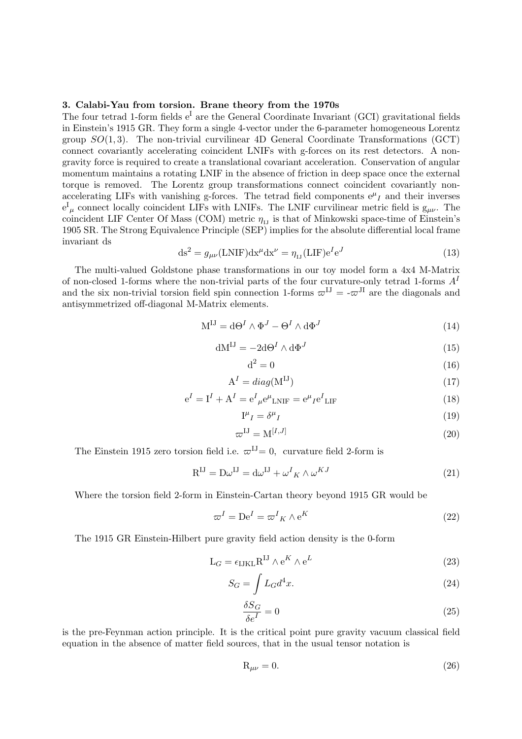### 3. Calabi-Yau from torsion. Brane theory from the 1970s

The four tetrad 1-form fields $e^I$ are the General Coordinate Invariant (GCI) gravitational fields in Einstein's 1915 GR. They form a single 4-vector under the 6-parameter homogeneous Lorentz group $SO(1,3)$. The non-trivial curvilinear 4D General Coordinate Transformations (GCT) connect covariantly accelerating coincident LNIFs with g-forces on its rest detectors. A non-gravity force is required to create a translational covariant acceleration. Conservation of angular momentum maintains a rotating LNIF in the absence of friction in deep space once the external torque is removed. The Lorentz group transformations connect coincident covariantly non-accelerating LIFs with vanishing g-forces. The tetrad field components $e^{\mu}{}_I$ and their inverses $e^I{}_{\mu}$ connect locally coincident LIFs with LNIFs. The LNIF curvilinear metric field is $g_{\mu\nu}$. The coincident LIF Center Of Mass (COM) metric $\eta_{IJ}$ is that of Minkowski space-time of Einstein's 1905 SR. The Strong Equivalence Principle (SEP) implies for the absolute differential local frame invariant ds

$$\mathrm{d}s^2 = g_{\mu\nu}(\mathrm{LNIF})\mathrm{d}x^{\mu}\mathrm{d}x^{\nu} = \eta_{IJ}(\mathrm{LIF})e^I e^J \tag{13}$$

The multi-valued Goldstone phase transformations in our toy model form a 4x4 M-Matrix of non-closed 1-forms where the non-trivial parts of the four curvature-only tetrad 1-forms $A^I$ and the six non-trivial torsion field spin connection 1-forms $\varpi^{IJ} = -\varpi^{JI}$ are the diagonals and antisymmetrized off-diagonal M-Matrix elements.

$$\mathrm{M}^{IJ} = \mathrm{d}\Theta^I \wedge \Phi^J - \Theta^I \wedge \mathrm{d}\Phi^J \tag{14}$$

$$\mathrm{dM}^{IJ} = -2\mathrm{d}\Theta^I \wedge \mathrm{d}\Phi^J \tag{15}$$

$$\mathrm{d}^2 = 0 \tag{16}$$

$$\mathrm{A}^I = diag(\mathrm{M}^{IJ}) \tag{17}$$

$$e^I = \mathrm{I}^I + \mathrm{A}^I = e^I{}_{\mu}e^{\mu}{}_{\mathrm{LNIF}} = e^{\mu}{}_I e^I{}_{\mathrm{LIF}} \tag{18}$$

$$\mathrm{I}^{\mu}{}_I = \delta^{\mu}{}_I \tag{19}$$

$$\varpi^{IJ} = \mathrm{M}^{[I,J]} \tag{20}$$

The Einstein 1915 zero torsion field i.e. $\varpi^{IJ} = 0$, curvature field 2-form is

$$\mathrm{R}^{IJ} = \mathrm{D}\omega^{IJ} = \mathrm{d}\omega^{IJ} + \omega^I{}_K \wedge \omega^{KJ} \tag{21}$$

Where the torsion field 2-form in Einstein-Cartan theory beyond 1915 GR would be

$$\varpi^I = \mathrm{D}e^I = \varpi^I{}_K \wedge e^K \tag{22}$$

The 1915 GR Einstein-Hilbert pure gravity field action density is the 0-form

$$\mathrm{L}_G = \epsilon_{IJKL}\mathrm{R}^{IJ} \wedge e^K \wedge e^L \tag{23}$$

$$S_G = \int L_G d^4x. \tag{24}$$

$$\frac{\delta S_G}{\delta e^I} = 0 \tag{25}$$

is the pre-Feynman action principle. It is the critical point pure gravity vacuum classical field equation in the absence of matter field sources, that in the usual tensor notation is

$$\mathrm{R}_{\mu\nu} = 0. \tag{26}$$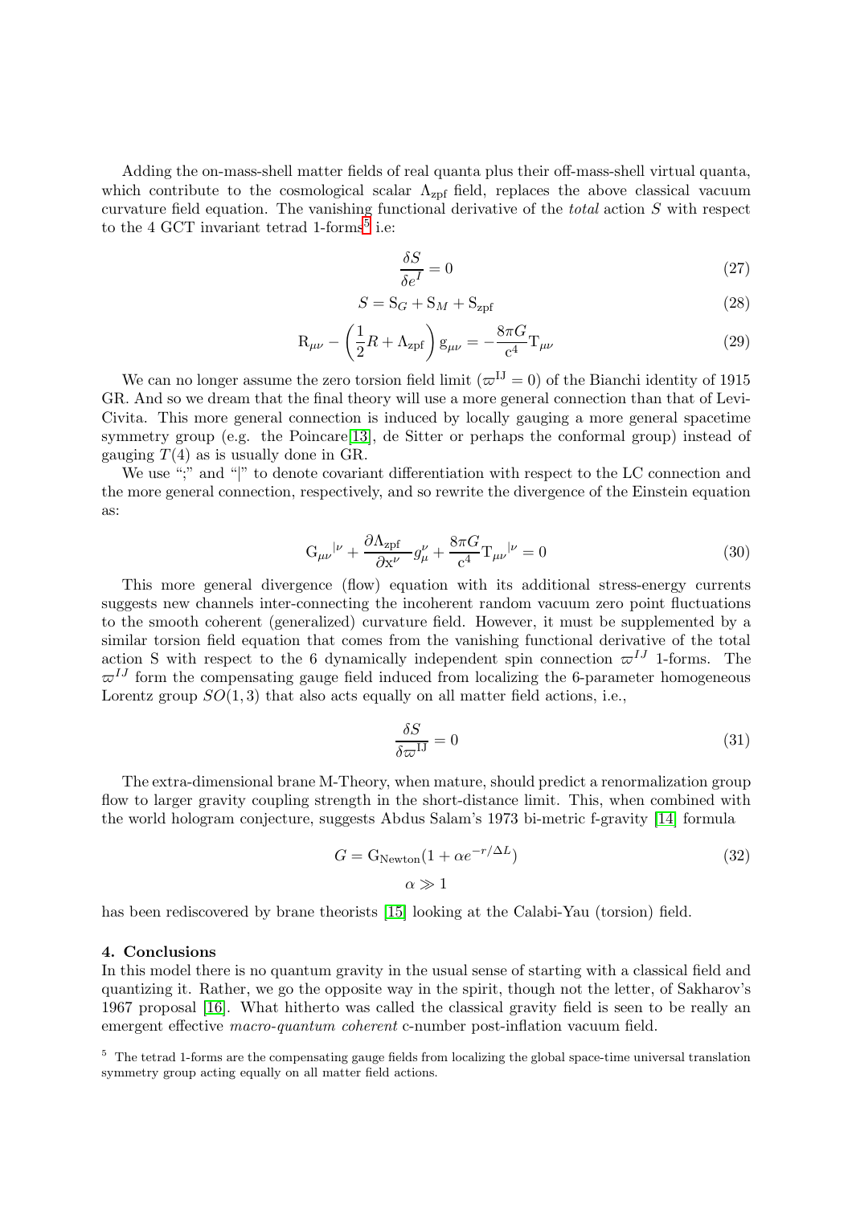Adding the on-mass-shell matter fields of real quanta plus their off-mass-shell virtual quanta, which contribute to the cosmological scalar $\Lambda_{\rm zpf}$ field, replaces the above classical vacuum curvature field equation. The vanishing functional derivative of the *total* action $S$ with respect to the 4 GCT invariant tetrad 1-forms[5] i.e:

$$\frac{\delta S}{\delta e^I} = 0 \tag{27}$$

$$S = \mathrm{S}_G + \mathrm{S}_M + \mathrm{S}_{\rm zpf} \tag{28}$$

$$\mathrm{R}_{\mu\nu} - \left(\frac{1}{2}R + \Lambda_{\rm zpf}\right)\mathrm{g}_{\mu\nu} = -\frac{8\pi G}{\mathrm{c}^4}\mathrm{T}_{\mu\nu} \tag{29}$$

We can no longer assume the zero torsion field limit ($\varpi^{\rm IJ} = 0$) of the Bianchi identity of 1915 GR. And so we dream that the final theory will use a more general connection than that of Levi-Civita. This more general connection is induced by locally gauging a more general spacetime symmetry group (e.g. the Poincare[13], de Sitter or perhaps the conformal group) instead of gauging $T(4)$ as is usually done in GR.

We use ";" and "|" to denote covariant differentiation with respect to the LC connection and the more general connection, respectively, and so rewrite the divergence of the Einstein equation as:

$$\mathrm{G}_{\mu\nu}{}^{|\nu} + \frac{\partial \Lambda_{\rm zpf}}{\partial \mathrm{x}^\nu} g^\nu_\mu + \frac{8\pi G}{\mathrm{c}^4}\mathrm{T}_{\mu\nu}{}^{|\nu} = 0 \tag{30}$$

This more general divergence (flow) equation with its additional stress-energy currents suggests new channels inter-connecting the incoherent random vacuum zero point fluctuations to the smooth coherent (generalized) curvature field. However, it must be supplemented by a similar torsion field equation that comes from the vanishing functional derivative of the total action S with respect to the 6 dynamically independent spin connection $\varpi^{IJ}$ 1-forms. The $\varpi^{IJ}$ form the compensating gauge field induced from localizing the 6-parameter homogeneous Lorentz group $SO(1,3)$ that also acts equally on all matter field actions, i.e.,

$$\frac{\delta S}{\delta \varpi^{\rm IJ}} = 0 \tag{31}$$

The extra-dimensional brane M-Theory, when mature, should predict a renormalization group flow to larger gravity coupling strength in the short-distance limit. This, when combined with the world hologram conjecture, suggests Abdus Salam's 1973 bi-metric f-gravity [14] formula

$$G = \mathrm{G}_{\rm Newton}(1 + \alpha e^{-r/\Delta L}) \tag{32}$$

$$\alpha \gg 1$$

has been rediscovered by brane theorists [15] looking at the Calabi-Yau (torsion) field.

## 4. Conclusions

In this model there is no quantum gravity in the usual sense of starting with a classical field and quantizing it. Rather, we go the opposite way in the spirit, though not the letter, of Sakharov's 1967 proposal [16]. What hitherto was called the classical gravity field is seen to be really an emergent effective *macro-quantum coherent* c-number post-inflation vacuum field.

[5] The tetrad 1-forms are the compensating gauge fields from localizing the global space-time universal translation symmetry group acting equally on all matter field actions.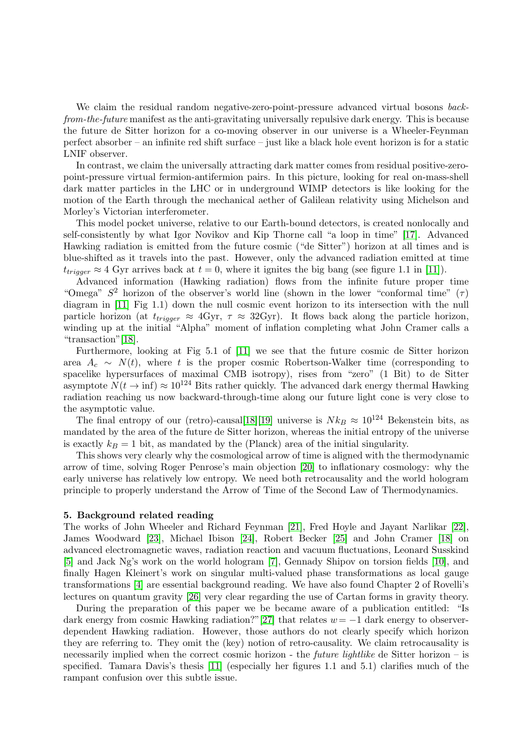We claim the residual random negative-zero-point-pressure advanced virtual bosons *back-from-the-future* manifest as the anti-gravitating universally repulsive dark energy. This is because the future de Sitter horizon for a co-moving observer in our universe is a Wheeler-Feynman perfect absorber – an infinite red shift surface – just like a black hole event horizon is for a static LNIF observer.

In contrast, we claim the universally attracting dark matter comes from residual positive-zero-point-pressure virtual fermion-antifermion pairs. In this picture, looking for real on-mass-shell dark matter particles in the LHC or in underground WIMP detectors is like looking for the motion of the Earth through the mechanical aether of Galilean relativity using Michelson and Morley's Victorian interferometer.

This model pocket universe, relative to our Earth-bound detectors, is created nonlocally and self-consistently by what Igor Novikov and Kip Thorne call "a loop in time" [17]. Advanced Hawking radiation is emitted from the future cosmic ("de Sitter") horizon at all times and is blue-shifted as it travels into the past. However, only the advanced radiation emitted at time $t_{trigger} \approx 4$ Gyr arrives back at $t = 0$, where it ignites the big bang (see figure 1.1 in [11]).

Advanced information (Hawking radiation) flows from the infinite future proper time "Omega" $S^2$ horizon of the observer's world line (shown in the lower "conformal time" ($\tau$) diagram in [11] Fig 1.1) down the null cosmic event horizon to its intersection with the null particle horizon (at $t_{trigger} \approx 4$Gyr, $\tau \approx 32$Gyr). It flows back along the particle horizon, winding up at the initial "Alpha" moment of inflation completing what John Cramer calls a "transaction"[18].

Furthermore, looking at Fig 5.1 of [11] we see that the future cosmic de Sitter horizon area $A_c \sim N(t)$, where $t$ is the proper cosmic Robertson-Walker time (corresponding to spacelike hypersurfaces of maximal CMB isotropy), rises from "zero" (1 Bit) to de Sitter asymptote $N(t \to \inf) \approx 10^{124}$ Bits rather quickly. The advanced dark energy thermal Hawking radiation reaching us now backward-through-time along our future light cone is very close to the asymptotic value.

The final entropy of our (retro)-causal[18][19] universe is $Nk_B \approx 10^{124}$ Bekenstein bits, as mandated by the area of the future de Sitter horizon, whereas the initial entropy of the universe is exactly $k_B = 1$ bit, as mandated by the (Planck) area of the initial singularity.

This shows very clearly why the cosmological arrow of time is aligned with the thermodynamic arrow of time, solving Roger Penrose's main objection [20] to inflationary cosmology: why the early universe has relatively low entropy. We need both retrocausality and the world hologram principle to properly understand the Arrow of Time of the Second Law of Thermodynamics.

**5. Background related reading**

The works of John Wheeler and Richard Feynman [21], Fred Hoyle and Jayant Narlikar [22], James Woodward [23], Michael Ibison [24], Robert Becker [25] and John Cramer [18] on advanced electromagnetic waves, radiation reaction and vacuum fluctuations, Leonard Susskind [5] and Jack Ng's work on the world hologram [7], Gennady Shipov on torsion fields [10], and finally Hagen Kleinert's work on singular multi-valued phase transformations as local gauge transformations [4] are essential background reading. We have also found Chapter 2 of Rovelli's lectures on quantum gravity [26] very clear regarding the use of Cartan forms in gravity theory.

During the preparation of this paper we be became aware of a publication entitled: "Is dark energy from cosmic Hawking radiation?"[27] that relates $w = -1$ dark energy to observer-dependent Hawking radiation. However, those authors do not clearly specify which horizon they are referring to. They omit the (key) notion of retro-causality. We claim retrocausality is necessarily implied when the correct cosmic horizon - the *future lightlike* de Sitter horizon – is specified. Tamara Davis's thesis [11] (especially her figures 1.1 and 5.1) clarifies much of the rampant confusion over this subtle issue.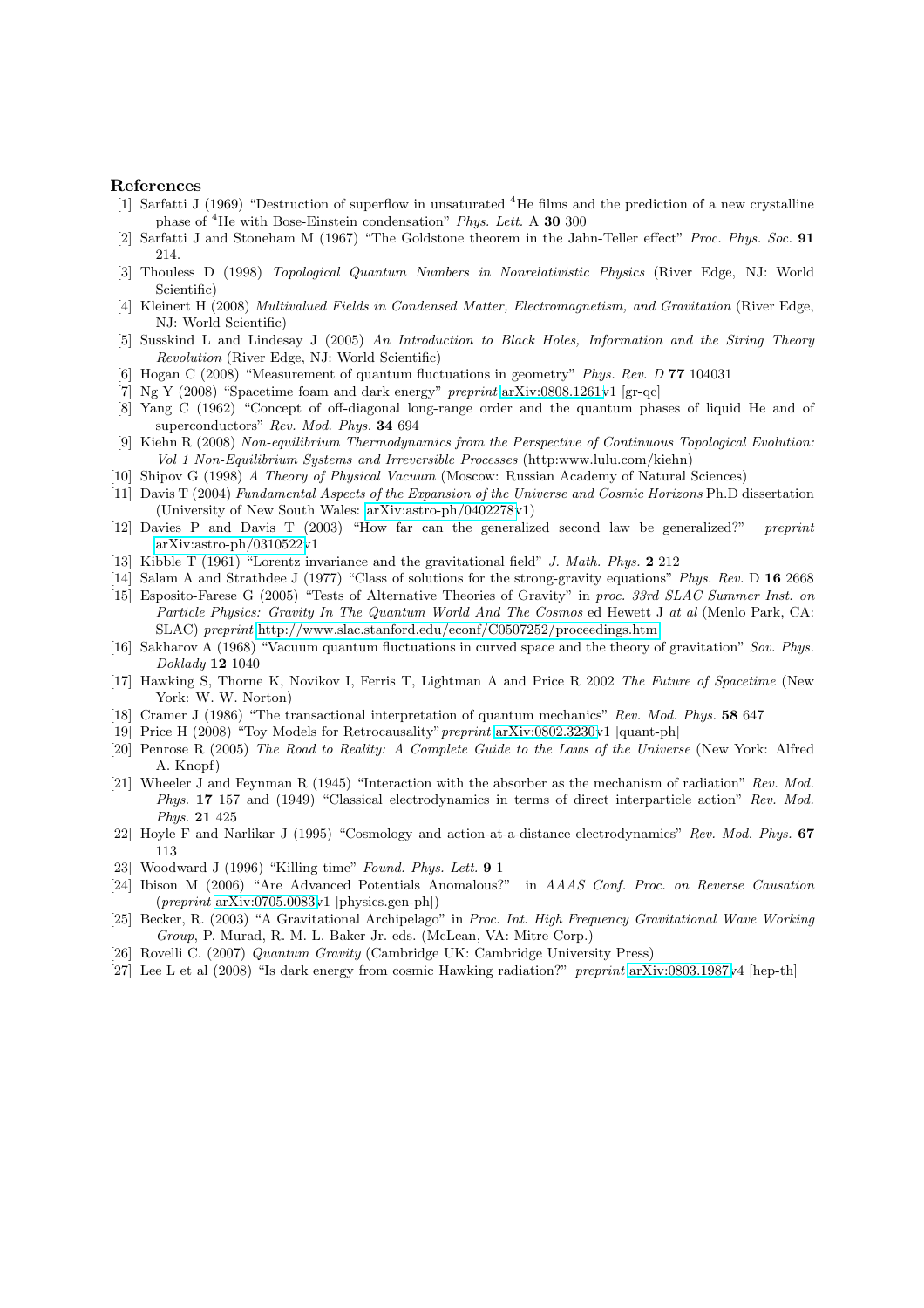## References

[1] Sarfatti J (1969) "Destruction of superflow in unsaturated $^4$He films and the prediction of a new crystalline phase of $^4$He with Bose-Einstein condensation" *Phys. Lett.* A **30** 300

[2] Sarfatti J and Stoneham M (1967) "The Goldstone theorem in the Jahn-Teller effect" *Proc. Phys. Soc.* **91** 214.

[3] Thouless D (1998) *Topological Quantum Numbers in Nonrelativistic Physics* (River Edge, NJ: World Scientific)

[4] Kleinert H (2008) *Multivalued Fields in Condensed Matter, Electromagnetism, and Gravitation* (River Edge, NJ: World Scientific)

[5] Susskind L and Lindesay J (2005) *An Introduction to Black Holes, Information and the String Theory Revolution* (River Edge, NJ: World Scientific)

[6] Hogan C (2008) "Measurement of quantum fluctuations in geometry" *Phys. Rev. D* **77** 104031

[7] Ng Y (2008) "Spacetime foam and dark energy" *preprint* arXiv:0808.1261v1 [gr-qc]

[8] Yang C (1962) "Concept of off-diagonal long-range order and the quantum phases of liquid He and of superconductors" *Rev. Mod. Phys.* **34** 694

[9] Kiehn R (2008) *Non-equilibrium Thermodynamics from the Perspective of Continuous Topological Evolution: Vol 1 Non-Equilibrium Systems and Irreversible Processes* (http:www.lulu.com/kiehn)

[10] Shipov G (1998) *A Theory of Physical Vacuum* (Moscow: Russian Academy of Natural Sciences)

[11] Davis T (2004) *Fundamental Aspects of the Expansion of the Universe and Cosmic Horizons* Ph.D dissertation (University of New South Wales: arXiv:astro-ph/0402278v1)

[12] Davies P and Davis T (2003) "How far can the generalized second law be generalized?" *preprint* arXiv:astro-ph/0310522v1

[13] Kibble T (1961) "Lorentz invariance and the gravitational field" *J. Math. Phys.* **2** 212

[14] Salam A and Strathdee J (1977) "Class of solutions for the strong-gravity equations" *Phys. Rev.* D **16** 2668

[15] Esposito-Farese G (2005) "Tests of Alternative Theories of Gravity" in *proc. 33rd SLAC Summer Inst. on Particle Physics: Gravity In The Quantum World And The Cosmos* ed Hewett J *at al* (Menlo Park, CA: SLAC) *preprint* http://www.slac.stanford.edu/econf/C0507252/proceedings.htm

[16] Sakharov A (1968) "Vacuum quantum fluctuations in curved space and the theory of gravitation" *Sov. Phys. Doklady* **12** 1040

[17] Hawking S, Thorne K, Novikov I, Ferris T, Lightman A and Price R 2002 *The Future of Spacetime* (New York: W. W. Norton)

[18] Cramer J (1986) "The transactional interpretation of quantum mechanics" *Rev. Mod. Phys.* **58** 647

[19] Price H (2008) "Toy Models for Retrocausality"*preprint* arXiv:0802.3230v1 [quant-ph]

[20] Penrose R (2005) *The Road to Reality: A Complete Guide to the Laws of the Universe* (New York: Alfred A. Knopf)

[21] Wheeler J and Feynman R (1945) "Interaction with the absorber as the mechanism of radiation" *Rev. Mod. Phys.* **17** 157 and (1949) "Classical electrodynamics in terms of direct interparticle action" *Rev. Mod. Phys.* **21** 425

[22] Hoyle F and Narlikar J (1995) "Cosmology and action-at-a-distance electrodynamics" *Rev. Mod. Phys.* **67** 113

[23] Woodward J (1996) "Killing time" *Found. Phys. Lett.* **9** 1

[24] Ibison M (2006) "Are Advanced Potentials Anomalous?" in *AAAS Conf. Proc. on Reverse Causation* (*preprint* arXiv:0705.0083v1 [physics.gen-ph])

[25] Becker, R. (2003) "A Gravitational Archipelago" in *Proc. Int. High Frequency Gravitational Wave Working Group*, P. Murad, R. M. L. Baker Jr. eds. (McLean, VA: Mitre Corp.)

[26] Rovelli C. (2007) *Quantum Gravity* (Cambridge UK: Cambridge University Press)

[27] Lee L et al (2008) "Is dark energy from cosmic Hawking radiation?" *preprint* arXiv:0803.1987v4 [hep-th]